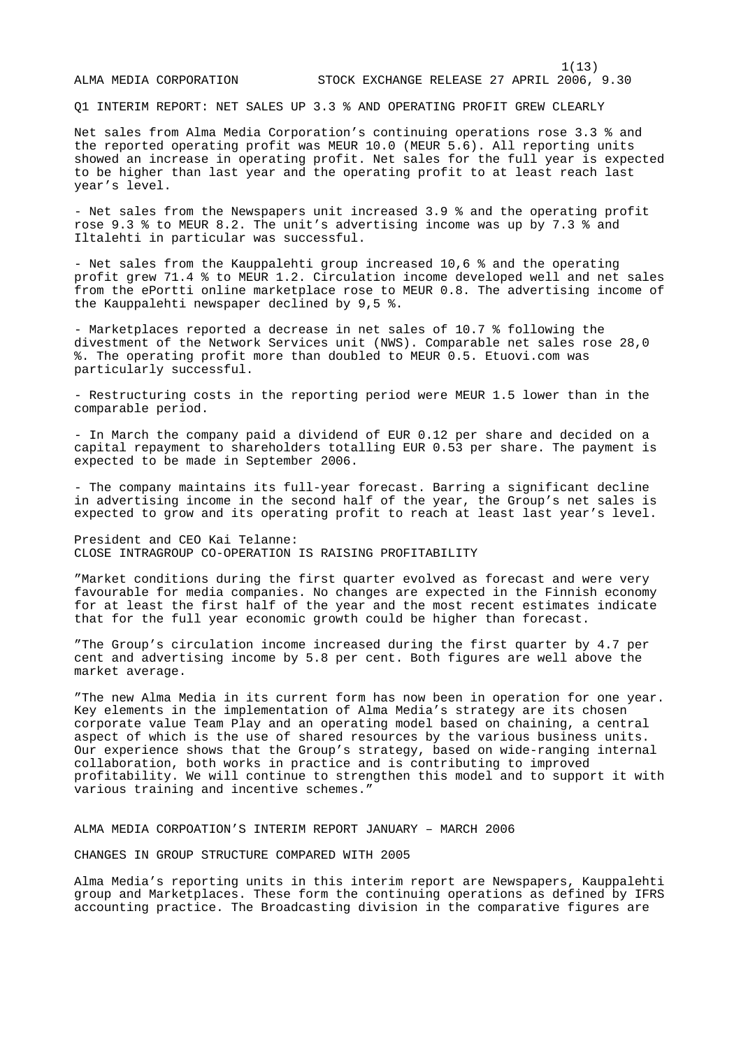ALMA MEDIA CORPORATION STOCK EXCHANGE RELEASE 27 APRIL 2006, 9.30

# Q1 INTERIM REPORT: NET SALES UP 3.3 % AND OPERATING PROFIT GREW CLEARLY

Net sales from Alma Media Corporation's continuing operations rose 3.3 % and the reported operating profit was MEUR 10.0 (MEUR 5.6). All reporting units showed an increase in operating profit. Net sales for the full year is expected to be higher than last year and the operating profit to at least reach last year's level.

- Net sales from the Newspapers unit increased 3.9 % and the operating profit rose 9.3 % to MEUR 8.2. The unit's advertising income was up by 7.3 % and Iltalehti in particular was successful.

- Net sales from the Kauppalehti group increased 10,6 % and the operating profit grew 71.4 % to MEUR 1.2. Circulation income developed well and net sales from the ePortti online marketplace rose to MEUR 0.8. The advertising income of the Kauppalehti newspaper declined by 9,5 %.

- Marketplaces reported a decrease in net sales of 10.7 % following the divestment of the Network Services unit (NWS). Comparable net sales rose 28,0 %. The operating profit more than doubled to MEUR 0.5. Etuovi.com was particularly successful.

- Restructuring costs in the reporting period were MEUR 1.5 lower than in the comparable period.

- In March the company paid a dividend of EUR 0.12 per share and decided on a capital repayment to shareholders totalling EUR 0.53 per share. The payment is expected to be made in September 2006.

- The company maintains its full-year forecast. Barring a significant decline in advertising income in the second half of the year, the Group's net sales is expected to grow and its operating profit to reach at least last year's level.

President and CEO Kai Telanne:
CLOSE INTRAGROUP CO-OPERATION IS RAISING PROFITABILITY

"Market conditions during the first quarter evolved as forecast and were very favourable for media companies. No changes are expected in the Finnish economy for at least the first half of the year and the most recent estimates indicate that for the full year economic growth could be higher than forecast.

"The Group's circulation income increased during the first quarter by 4.7 per cent and advertising income by 5.8 per cent. Both figures are well above the market average.

"The new Alma Media in its current form has now been in operation for one year. Key elements in the implementation of Alma Media's strategy are its chosen corporate value Team Play and an operating model based on chaining, a central aspect of which is the use of shared resources by the various business units. Our experience shows that the Group's strategy, based on wide-ranging internal collaboration, both works in practice and is contributing to improved profitability. We will continue to strengthen this model and to support it with various training and incentive schemes."

## ALMA MEDIA CORPOATION'S INTERIM REPORT JANUARY – MARCH 2006

### CHANGES IN GROUP STRUCTURE COMPARED WITH 2005

Alma Media's reporting units in this interim report are Newspapers, Kauppalehti group and Marketplaces. These form the continuing operations as defined by IFRS accounting practice. The Broadcasting division in the comparative figures are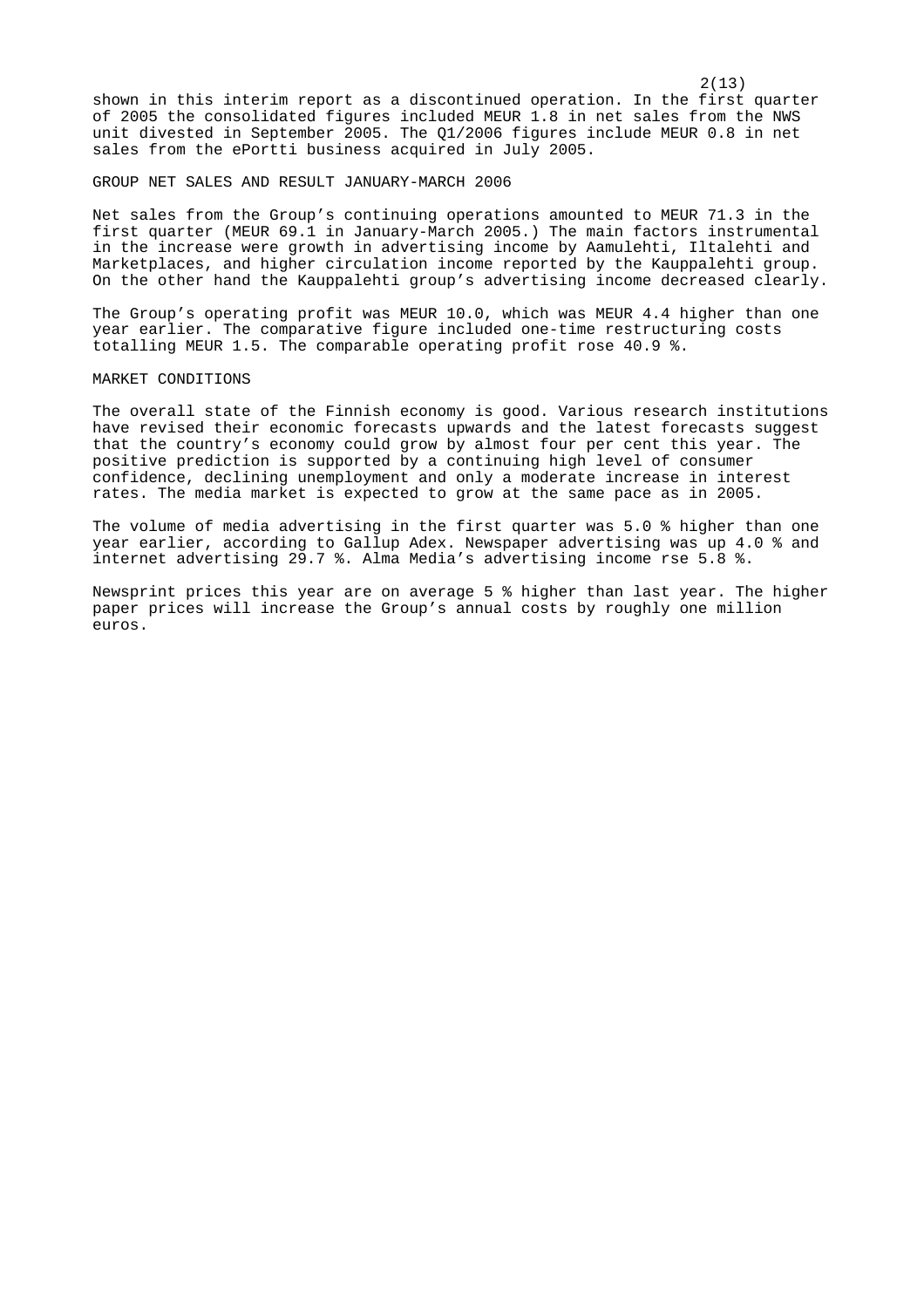shown in this interim report as a discontinued operation. In the first quarter of 2005 the consolidated figures included MEUR 1.8 in net sales from the NWS unit divested in September 2005. The Q1/2006 figures include MEUR 0.8 in net sales from the ePortti business acquired in July 2005.

## GROUP NET SALES AND RESULT JANUARY-MARCH 2006

Net sales from the Group's continuing operations amounted to MEUR 71.3 in the first quarter (MEUR 69.1 in January-March 2005.) The main factors instrumental in the increase were growth in advertising income by Aamulehti, Iltalehti and Marketplaces, and higher circulation income reported by the Kauppalehti group. On the other hand the Kauppalehti group's advertising income decreased clearly.

The Group's operating profit was MEUR 10.0, which was MEUR 4.4 higher than one year earlier. The comparative figure included one-time restructuring costs totalling MEUR 1.5. The comparable operating profit rose 40.9 %.

## MARKET CONDITIONS

The overall state of the Finnish economy is good. Various research institutions have revised their economic forecasts upwards and the latest forecasts suggest that the country's economy could grow by almost four per cent this year. The positive prediction is supported by a continuing high level of consumer confidence, declining unemployment and only a moderate increase in interest rates. The media market is expected to grow at the same pace as in 2005.

The volume of media advertising in the first quarter was 5.0 % higher than one year earlier, according to Gallup Adex. Newspaper advertising was up 4.0 % and internet advertising 29.7 %. Alma Media's advertising income rse 5.8 %.

Newsprint prices this year are on average 5 % higher than last year. The higher paper prices will increase the Group's annual costs by roughly one million euros.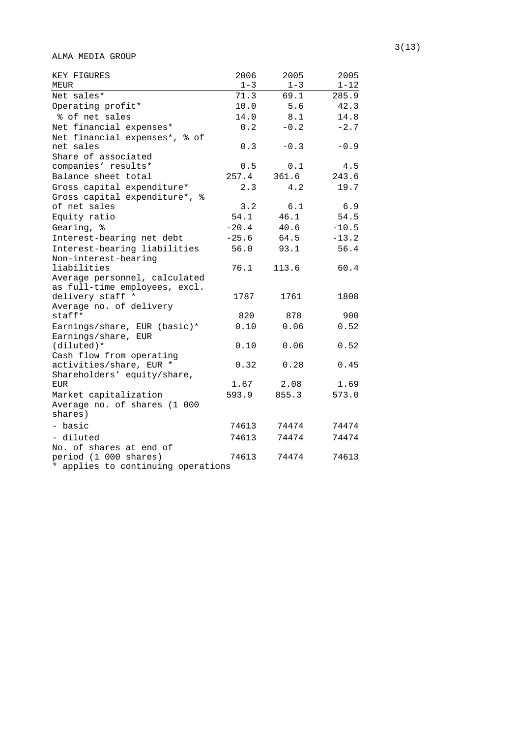ALMA MEDIA GROUP

| KEY FIGURES<br>MEUR | 2006<br>1-3 | 2005<br>1-3 | 2005<br>1-12 |
|---|---|---|---|
| Net sales* | 71.3 | 69.1 | 285.9 |
| Operating profit* | 10.0 | 5.6 | 42.3 |
| % of net sales | 14.0 | 8.1 | 14.8 |
| Net financial expenses* | 0.2 | -0.2 | -2.7 |
| Net financial expenses*, % of net sales | 0.3 | -0.3 | -0.9 |
| Share of associated companies' results* | 0.5 | 0.1 | 4.5 |
| Balance sheet total | 257.4 | 361.6 | 243.6 |
| Gross capital expenditure* | 2.3 | 4.2 | 19.7 |
| Gross capital expenditure*, % of net sales | 3.2 | 6.1 | 6.9 |
| Equity ratio | 54.1 | 46.1 | 54.5 |
| Gearing, % | -20.4 | 40.6 | -10.5 |
| Interest-bearing net debt | -25.6 | 64.5 | -13.2 |
| Interest-bearing liabilities | 56.0 | 93.1 | 56.4 |
| Non-interest-bearing liabilities | 76.1 | 113.6 | 60.4 |
| Average personnel, calculated as full-time employees, excl. delivery staff * | 1787 | 1761 | 1808 |
| Average no. of delivery staff* | 820 | 878 | 900 |
| Earnings/share, EUR (basic)* | 0.10 | 0.06 | 0.52 |
| Earnings/share, EUR (diluted)* | 0.10 | 0.06 | 0.52 |
| Cash flow from operating activities/share, EUR * | 0.32 | 0.28 | 0.45 |
| Shareholders' equity/share, EUR | 1.67 | 2.08 | 1.69 |
| Market capitalization | 593.9 | 855.3 | 573.0 |
| Average no. of shares (1 000 shares) | | | |
| - basic | 74613 | 74474 | 74474 |
| - diluted | 74613 | 74474 | 74474 |
| No. of shares at end of period (1 000 shares) | 74613 | 74474 | 74613 |

* applies to continuing operations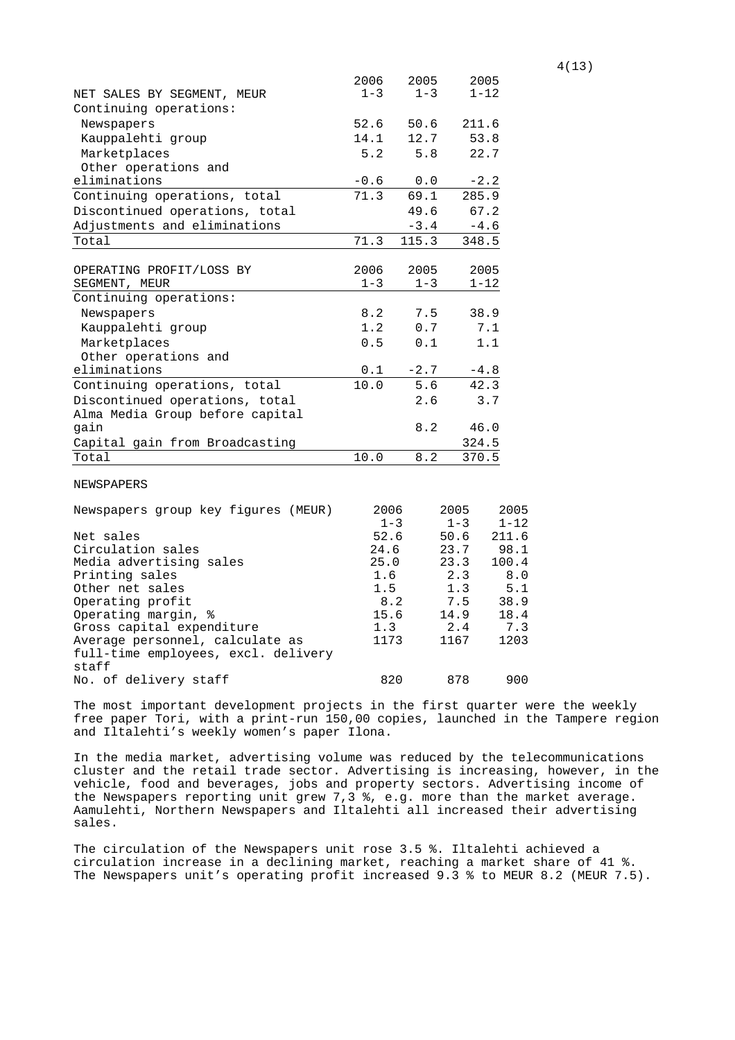| NET SALES BY SEGMENT, MEUR | 2006 1-3 | 2005 1-3 | 2005 1-12 |
|---|---|---|---|
| Continuing operations: | | | |
| Newspapers | 52.6 | 50.6 | 211.6 |
| Kauppalehti group | 14.1 | 12.7 | 53.8 |
| Marketplaces | 5.2 | 5.8 | 22.7 |
| Other operations and eliminations | -0.6 | 0.0 | -2.2 |
| Continuing operations, total | 71.3 | 69.1 | 285.9 |
| Discontinued operations, total | | 49.6 | 67.2 |
| Adjustments and eliminations | | -3.4 | -4.6 |
| Total | 71.3 | 115.3 | 348.5 |

| OPERATING PROFIT/LOSS BY SEGMENT, MEUR | 2006 1-3 | 2005 1-3 | 2005 1-12 |
|---|---|---|---|
| Continuing operations: | | | |
| Newspapers | 8.2 | 7.5 | 38.9 |
| Kauppalehti group | 1.2 | 0.7 | 7.1 |
| Marketplaces | 0.5 | 0.1 | 1.1 |
| Other operations and eliminations | 0.1 | -2.7 | -4.8 |
| Continuing operations, total | 10.0 | 5.6 | 42.3 |
| Discontinued operations, total | | 2.6 | 3.7 |
| Alma Media Group before capital gain | | 8.2 | 46.0 |
| Capital gain from Broadcasting | | | 324.5 |
| Total | 10.0 | 8.2 | 370.5 |

NEWSPAPERS

| Newspapers group key figures (MEUR) | 2006 1-3 | 2005 1-3 | 2005 1-12 |
|---|---|---|---|
| Net sales | 52.6 | 50.6 | 211.6 |
| Circulation sales | 24.6 | 23.7 | 98.1 |
| Media advertising sales | 25.0 | 23.3 | 100.4 |
| Printing sales | 1.6 | 2.3 | 8.0 |
| Other net sales | 1.5 | 1.3 | 5.1 |
| Operating profit | 8.2 | 7.5 | 38.9 |
| Operating margin, % | 15.6 | 14.9 | 18.4 |
| Gross capital expenditure | 1.3 | 2.4 | 7.3 |
| Average personnel, calculate as full-time employees, excl. delivery staff | 1173 | 1167 | 1203 |
| No. of delivery staff | 820 | 878 | 900 |

The most important development projects in the first quarter were the weekly free paper Tori, with a print-run 150,00 copies, launched in the Tampere region and Iltalehti's weekly women's paper Ilona.

In the media market, advertising volume was reduced by the telecommunications cluster and the retail trade sector. Advertising is increasing, however, in the vehicle, food and beverages, jobs and property sectors. Advertising income of the Newspapers reporting unit grew 7,3 %, e.g. more than the market average. Aamulehti, Northern Newspapers and Iltalehti all increased their advertising sales.

The circulation of the Newspapers unit rose 3.5 %. Iltalehti achieved a circulation increase in a declining market, reaching a market share of 41 %. The Newspapers unit's operating profit increased 9.3 % to MEUR 8.2 (MEUR 7.5).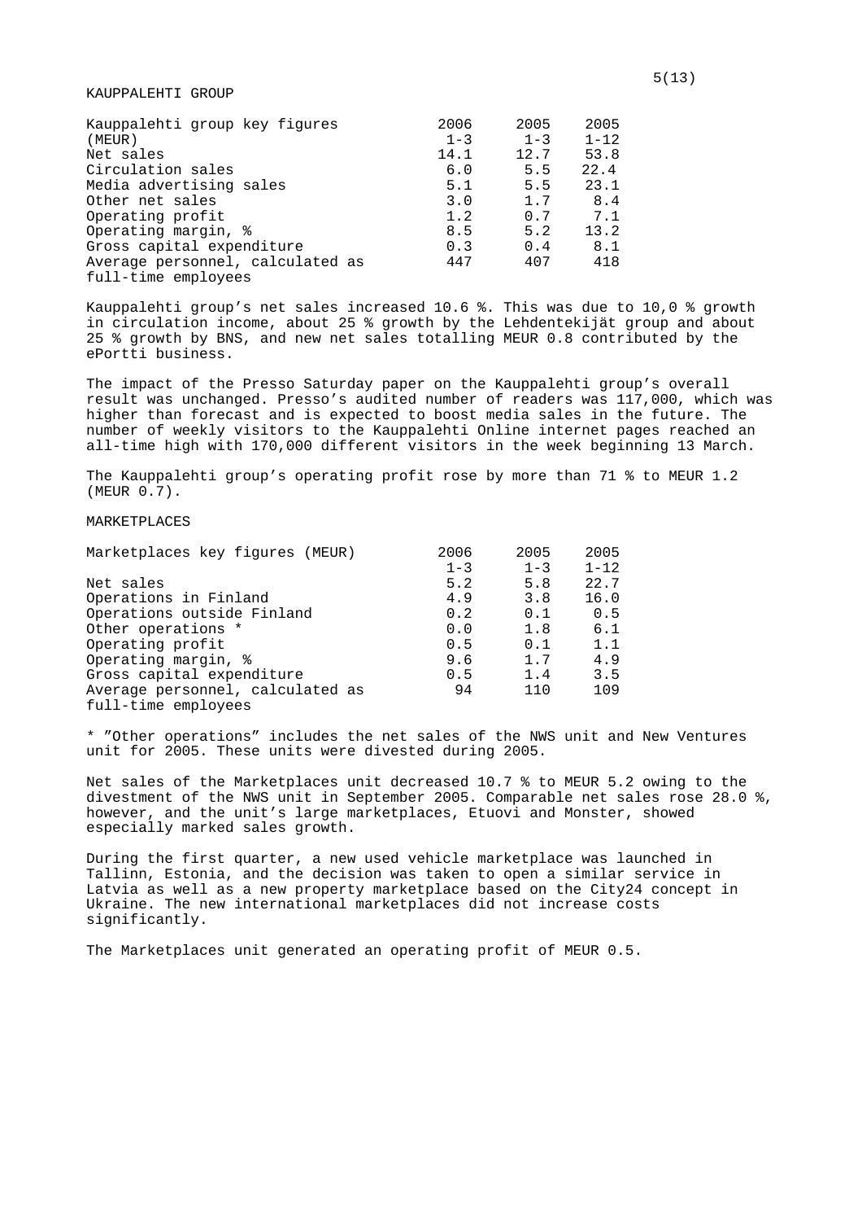## KAUPPALEHTI GROUP

| Kauppalehti group key figures (MEUR) | 2006 1-3 | 2005 1-3 | 2005 1-12 |
| --- | --- | --- | --- |
| Net sales | 14.1 | 12.7 | 53.8 |
| Circulation sales | 6.0 | 5.5 | 22.4 |
| Media advertising sales | 5.1 | 5.5 | 23.1 |
| Other net sales | 3.0 | 1.7 | 8.4 |
| Operating profit | 1.2 | 0.7 | 7.1 |
| Operating margin, % | 8.5 | 5.2 | 13.2 |
| Gross capital expenditure | 0.3 | 0.4 | 8.1 |
| Average personnel, calculated as full-time employees | 447 | 407 | 418 |

Kauppalehti group's net sales increased 10.6 %. This was due to 10,0 % growth in circulation income, about 25 % growth by the Lehdentekijät group and about 25 % growth by BNS, and new net sales totalling MEUR 0.8 contributed by the ePortti business.

The impact of the Presso Saturday paper on the Kauppalehti group's overall result was unchanged. Presso's audited number of readers was 117,000, which was higher than forecast and is expected to boost media sales in the future. The number of weekly visitors to the Kauppalehti Online internet pages reached an all-time high with 170,000 different visitors in the week beginning 13 March.

The Kauppalehti group's operating profit rose by more than 71 % to MEUR 1.2 (MEUR 0.7).

## MARKETPLACES

| Marketplaces key figures (MEUR) | 2006 1-3 | 2005 1-3 | 2005 1-12 |
| --- | --- | --- | --- |
| Net sales | 5.2 | 5.8 | 22.7 |
| Operations in Finland | 4.9 | 3.8 | 16.0 |
| Operations outside Finland | 0.2 | 0.1 | 0.5 |
| Other operations * | 0.0 | 1.8 | 6.1 |
| Operating profit | 0.5 | 0.1 | 1.1 |
| Operating margin, % | 9.6 | 1.7 | 4.9 |
| Gross capital expenditure | 0.5 | 1.4 | 3.5 |
| Average personnel, calculated as full-time employees | 94 | 110 | 109 |

* "Other operations" includes the net sales of the NWS unit and New Ventures unit for 2005. These units were divested during 2005.

Net sales of the Marketplaces unit decreased 10.7 % to MEUR 5.2 owing to the divestment of the NWS unit in September 2005. Comparable net sales rose 28.0 %, however, and the unit's large marketplaces, Etuovi and Monster, showed especially marked sales growth.

During the first quarter, a new used vehicle marketplace was launched in Tallinn, Estonia, and the decision was taken to open a similar service in Latvia as well as a new property marketplace based on the City24 concept in Ukraine. The new international marketplaces did not increase costs significantly.

The Marketplaces unit generated an operating profit of MEUR 0.5.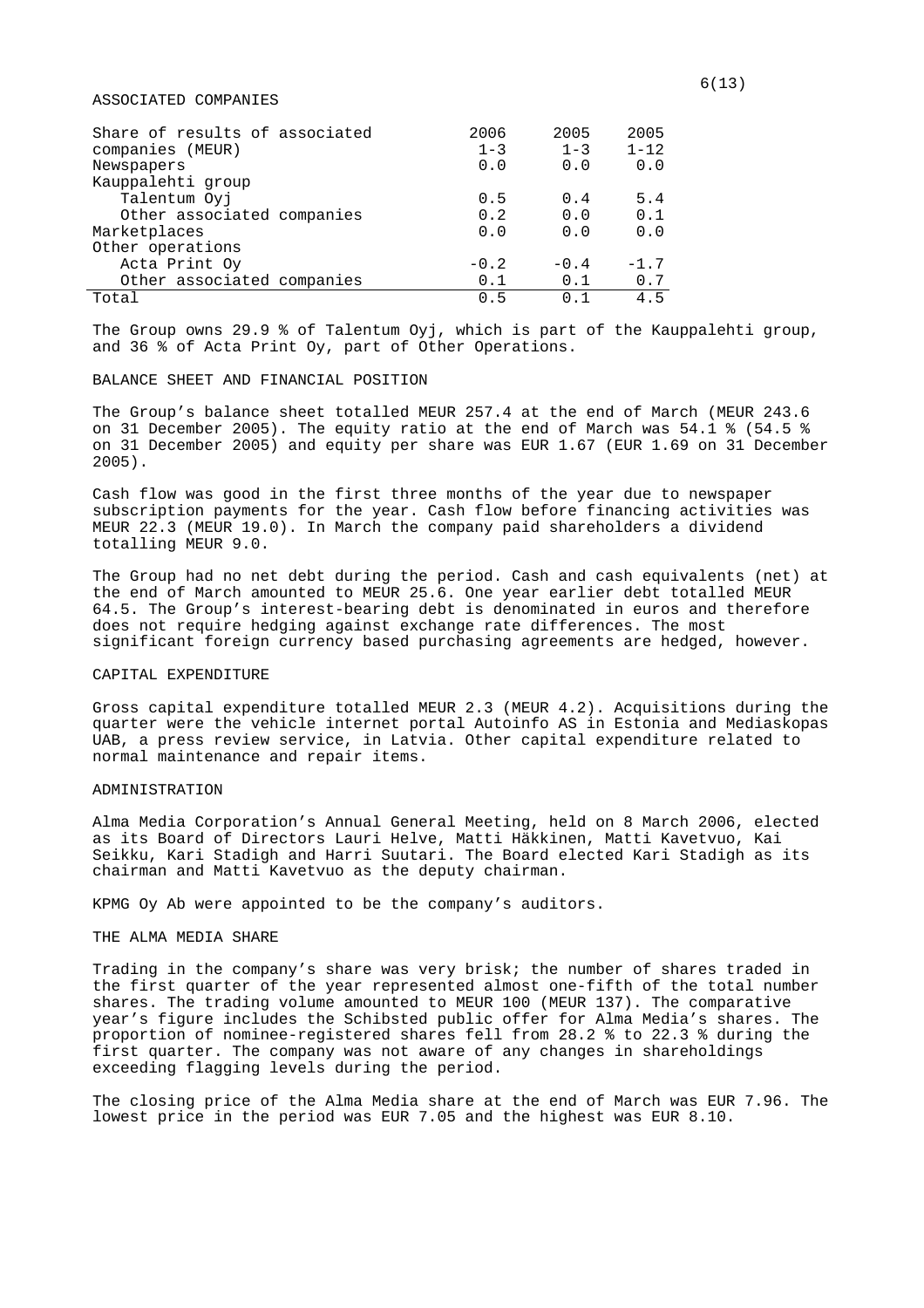## ASSOCIATED COMPANIES

| Share of results of associated companies (MEUR) | 2006 1-3 | 2005 1-3 | 2005 1-12 |
|---|---|---|---|
| Newspapers | 0.0 | 0.0 | 0.0 |
| Kauppalehti group | | | |
| Talentum Oyj | 0.5 | 0.4 | 5.4 |
| Other associated companies | 0.2 | 0.0 | 0.1 |
| Marketplaces | 0.0 | 0.0 | 0.0 |
| Other operations | | | |
| Acta Print Oy | -0.2 | -0.4 | -1.7 |
| Other associated companies | 0.1 | 0.1 | 0.7 |
| Total | 0.5 | 0.1 | 4.5 |

The Group owns 29.9 % of Talentum Oyj, which is part of the Kauppalehti group, and 36 % of Acta Print Oy, part of Other Operations.

## BALANCE SHEET AND FINANCIAL POSITION

The Group's balance sheet totalled MEUR 257.4 at the end of March (MEUR 243.6 on 31 December 2005). The equity ratio at the end of March was 54.1 % (54.5 % on 31 December 2005) and equity per share was EUR 1.67 (EUR 1.69 on 31 December 2005).

Cash flow was good in the first three months of the year due to newspaper subscription payments for the year. Cash flow before financing activities was MEUR 22.3 (MEUR 19.0). In March the company paid shareholders a dividend totalling MEUR 9.0.

The Group had no net debt during the period. Cash and cash equivalents (net) at the end of March amounted to MEUR 25.6. One year earlier debt totalled MEUR 64.5. The Group's interest-bearing debt is denominated in euros and therefore does not require hedging against exchange rate differences. The most significant foreign currency based purchasing agreements are hedged, however.

## CAPITAL EXPENDITURE

Gross capital expenditure totalled MEUR 2.3 (MEUR 4.2). Acquisitions during the quarter were the vehicle internet portal Autoinfo AS in Estonia and Mediaskopas UAB, a press review service, in Latvia. Other capital expenditure related to normal maintenance and repair items.

## ADMINISTRATION

Alma Media Corporation's Annual General Meeting, held on 8 March 2006, elected as its Board of Directors Lauri Helve, Matti Häkkinen, Matti Kavetvuo, Kai Seikku, Kari Stadigh and Harri Suutari. The Board elected Kari Stadigh as its chairman and Matti Kavetvuo as the deputy chairman.

KPMG Oy Ab were appointed to be the company's auditors.

## THE ALMA MEDIA SHARE

Trading in the company's share was very brisk; the number of shares traded in the first quarter of the year represented almost one-fifth of the total number shares. The trading volume amounted to MEUR 100 (MEUR 137). The comparative year's figure includes the Schibsted public offer for Alma Media's shares. The proportion of nominee-registered shares fell from 28.2 % to 22.3 % during the first quarter. The company was not aware of any changes in shareholdings exceeding flagging levels during the period.

The closing price of the Alma Media share at the end of March was EUR 7.96. The lowest price in the period was EUR 7.05 and the highest was EUR 8.10.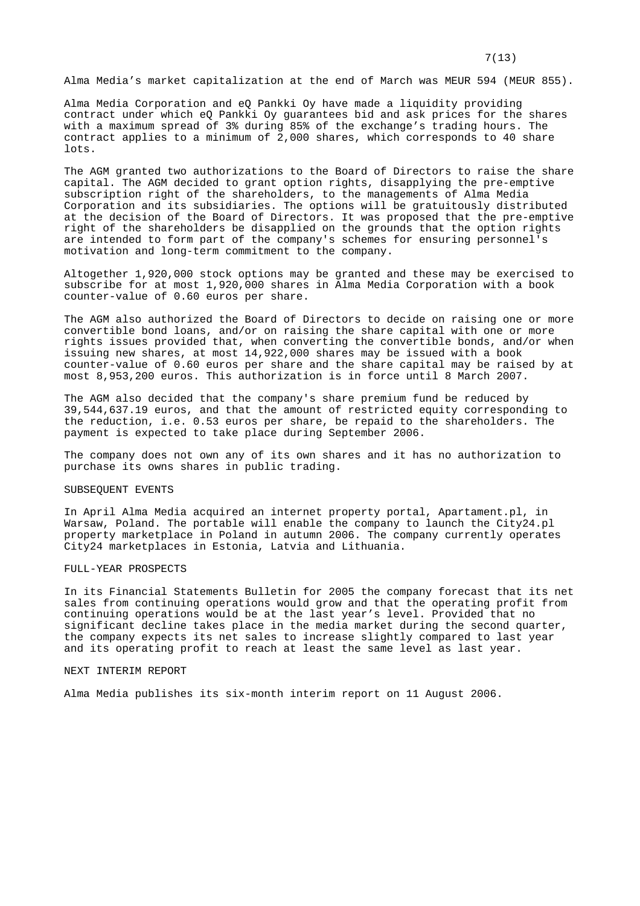Alma Media's market capitalization at the end of March was MEUR 594 (MEUR 855).

Alma Media Corporation and eQ Pankki Oy have made a liquidity providing contract under which eQ Pankki Oy guarantees bid and ask prices for the shares with a maximum spread of 3% during 85% of the exchange's trading hours. The contract applies to a minimum of 2,000 shares, which corresponds to 40 share lots.

The AGM granted two authorizations to the Board of Directors to raise the share capital. The AGM decided to grant option rights, disapplying the pre-emptive subscription right of the shareholders, to the managements of Alma Media Corporation and its subsidiaries. The options will be gratuitously distributed at the decision of the Board of Directors. It was proposed that the pre-emptive right of the shareholders be disapplied on the grounds that the option rights are intended to form part of the company's schemes for ensuring personnel's motivation and long-term commitment to the company.

Altogether 1,920,000 stock options may be granted and these may be exercised to subscribe for at most 1,920,000 shares in Alma Media Corporation with a book counter-value of 0.60 euros per share.

The AGM also authorized the Board of Directors to decide on raising one or more convertible bond loans, and/or on raising the share capital with one or more rights issues provided that, when converting the convertible bonds, and/or when issuing new shares, at most 14,922,000 shares may be issued with a book counter-value of 0.60 euros per share and the share capital may be raised by at most 8,953,200 euros. This authorization is in force until 8 March 2007.

The AGM also decided that the company's share premium fund be reduced by 39,544,637.19 euros, and that the amount of restricted equity corresponding to the reduction, i.e. 0.53 euros per share, be repaid to the shareholders. The payment is expected to take place during September 2006.

The company does not own any of its own shares and it has no authorization to purchase its owns shares in public trading.

## SUBSEQUENT EVENTS

In April Alma Media acquired an internet property portal, Apartament.pl, in Warsaw, Poland. The portable will enable the company to launch the City24.pl property marketplace in Poland in autumn 2006. The company currently operates City24 marketplaces in Estonia, Latvia and Lithuania.

## FULL-YEAR PROSPECTS

In its Financial Statements Bulletin for 2005 the company forecast that its net sales from continuing operations would grow and that the operating profit from continuing operations would be at the last year's level. Provided that no significant decline takes place in the media market during the second quarter, the company expects its net sales to increase slightly compared to last year and its operating profit to reach at least the same level as last year.

## NEXT INTERIM REPORT

Alma Media publishes its six-month interim report on 11 August 2006.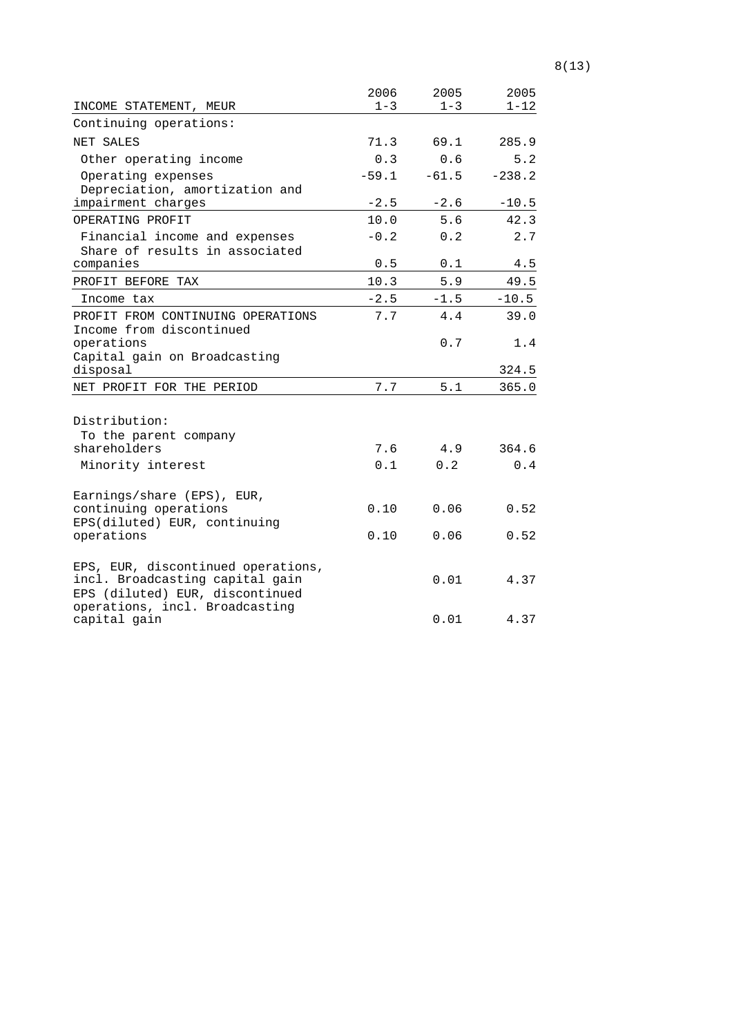| INCOME STATEMENT, MEUR | 2006 1-3 | 2005 1-3 | 2005 1-12 |
|---|---|---|---|
| Continuing operations: | | | |
| NET SALES | 71.3 | 69.1 | 285.9 |
| Other operating income | 0.3 | 0.6 | 5.2 |
| Operating expenses | -59.1 | -61.5 | -238.2 |
| Depreciation, amortization and impairment charges | -2.5 | -2.6 | -10.5 |
| OPERATING PROFIT | 10.0 | 5.6 | 42.3 |
| Financial income and expenses | -0.2 | 0.2 | 2.7 |
| Share of results in associated companies | 0.5 | 0.1 | 4.5 |
| PROFIT BEFORE TAX | 10.3 | 5.9 | 49.5 |
| Income tax | -2.5 | -1.5 | -10.5 |
| PROFIT FROM CONTINUING OPERATIONS | 7.7 | 4.4 | 39.0 |
| Income from discontinued operations | | 0.7 | 1.4 |
| Capital gain on Broadcasting disposal | | | 324.5 |
| NET PROFIT FOR THE PERIOD | 7.7 | 5.1 | 365.0 |
| | | | |
| Distribution: | | | |
| To the parent company shareholders | 7.6 | 4.9 | 364.6 |
| Minority interest | 0.1 | 0.2 | 0.4 |
| | | | |
| Earnings/share (EPS), EUR, continuing operations | 0.10 | 0.06 | 0.52 |
| EPS(diluted) EUR, continuing operations | 0.10 | 0.06 | 0.52 |
| | | | |
| EPS, EUR, discontinued operations, incl. Broadcasting capital gain | | 0.01 | 4.37 |
| EPS (diluted) EUR, discontinued operations, incl. Broadcasting capital gain | | 0.01 | 4.37 |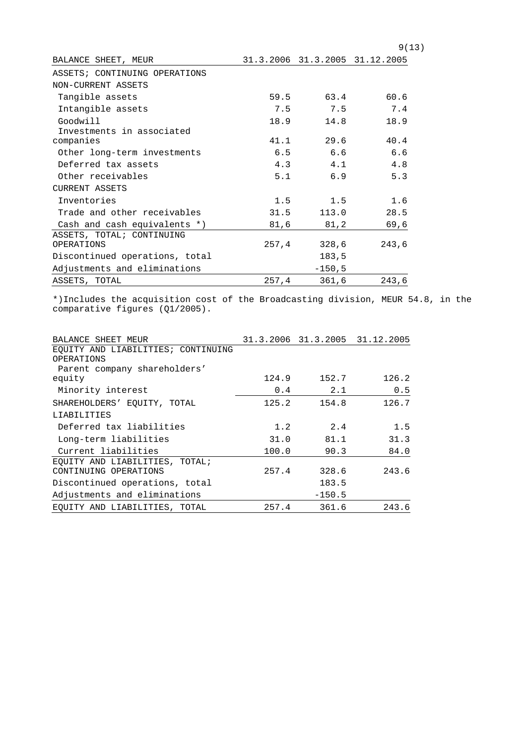| BALANCE SHEET, MEUR | 31.3.2006 | 31.3.2005 | 31.12.2005 |
|---|---|---|---|
| ASSETS; CONTINUING OPERATIONS | | | |
| NON-CURRENT ASSETS | | | |
| Tangible assets | 59.5 | 63.4 | 60.6 |
| Intangible assets | 7.5 | 7.5 | 7.4 |
| Goodwill | 18.9 | 14.8 | 18.9 |
| Investments in associated companies | 41.1 | 29.6 | 40.4 |
| Other long-term investments | 6.5 | 6.6 | 6.6 |
| Deferred tax assets | 4.3 | 4.1 | 4.8 |
| Other receivables | 5.1 | 6.9 | 5.3 |
| CURRENT ASSETS | | | |
| Inventories | 1.5 | 1.5 | 1.6 |
| Trade and other receivables | 31.5 | 113.0 | 28.5 |
| Cash and cash equivalents *) | 81,6 | 81,2 | 69,6 |
| ASSETS, TOTAL; CONTINUING OPERATIONS | 257,4 | 328,6 | 243,6 |
| Discontinued operations, total | | 183,5 | |
| Adjustments and eliminations | | -150,5 | |
| ASSETS, TOTAL | 257,4 | 361,6 | 243,6 |

*)Includes the acquisition cost of the Broadcasting division, MEUR 54.8, in the comparative figures (Q1/2005).

| BALANCE SHEET MEUR | 31.3.2006 | 31.3.2005 | 31.12.2005 |
|---|---|---|---|
| EQUITY AND LIABILITIES; CONTINUING OPERATIONS | | | |
| Parent company shareholders' equity | 124.9 | 152.7 | 126.2 |
| Minority interest | 0.4 | 2.1 | 0.5 |
| SHAREHOLDERS' EQUITY, TOTAL | 125.2 | 154.8 | 126.7 |
| LIABILITIES | | | |
| Deferred tax liabilities | 1.2 | 2.4 | 1.5 |
| Long-term liabilities | 31.0 | 81.1 | 31.3 |
| Current liabilities | 100.0 | 90.3 | 84.0 |
| EQUITY AND LIABILITIES, TOTAL; CONTINUING OPERATIONS | 257.4 | 328.6 | 243.6 |
| Discontinued operations, total | | 183.5 | |
| Adjustments and eliminations | | -150.5 | |
| EQUITY AND LIABILITIES, TOTAL | 257.4 | 361.6 | 243.6 |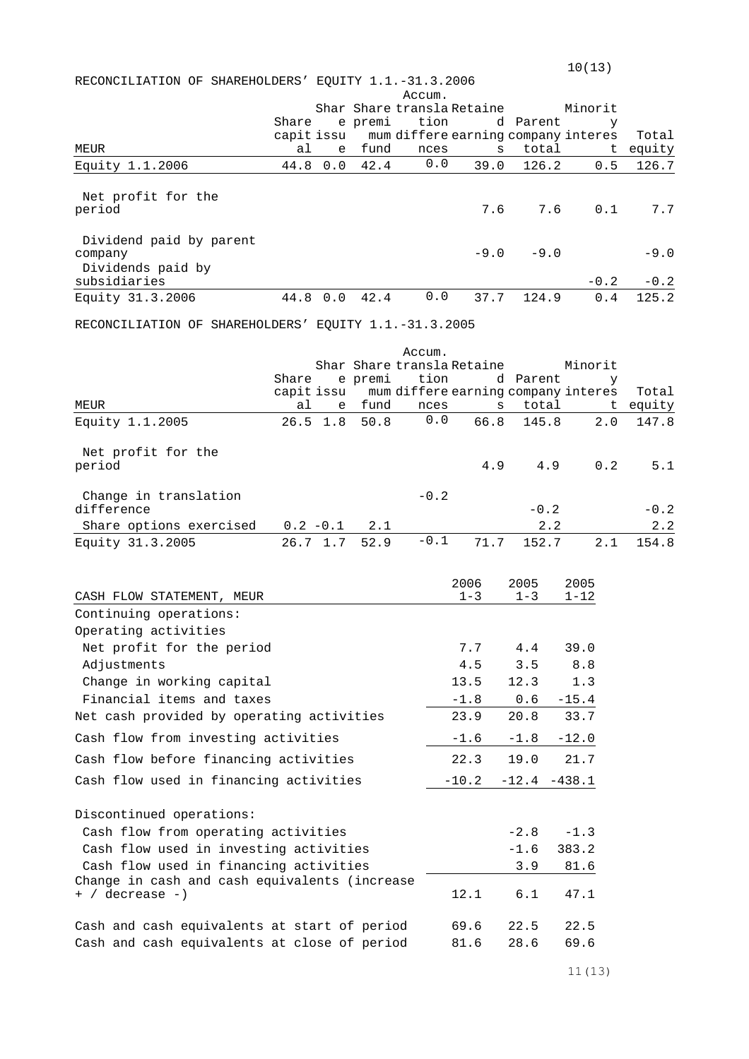RECONCILIATION OF SHAREHOLDERS' EQUITY 1.1.-31.3.2006

| MEUR | Share capital | Share issue | Share premium fund | Accum. translation differences | Retained earnings | Parent company total | Minority interest | Total equity |
|---|---|---|---|---|---|---|---|---|
| Equity 1.1.2006 | 44.8 | 0.0 | 42.4 | 0.0 | 39.0 | 126.2 | 0.5 | 126.7 |
| Net profit for the period | | | | | 7.6 | 7.6 | 0.1 | 7.7 |
| Dividend paid by parent company | | | | | -9.0 | -9.0 | | -9.0 |
| Dividends paid by subsidiaries | | | | | | | -0.2 | -0.2 |
| Equity 31.3.2006 | 44.8 | 0.0 | 42.4 | 0.0 | 37.7 | 124.9 | 0.4 | 125.2 |

RECONCILIATION OF SHAREHOLDERS' EQUITY 1.1.-31.3.2005

| MEUR | Share capital | Share issue | Share premium fund | Accum. translation differences | Retained earnings | Parent company total | Minority interest | Total equity |
|---|---|---|---|---|---|---|---|---|
| Equity 1.1.2005 | 26.5 | 1.8 | 50.8 | 0.0 | 66.8 | 145.8 | 2.0 | 147.8 |
| Net profit for the period | | | | | 4.9 | 4.9 | 0.2 | 5.1 |
| Change in translation difference | | | | -0.2 | | -0.2 | | -0.2 |
| Share options exercised | 0.2 | -0.1 | 2.1 | | | 2.2 | | 2.2 |
| Equity 31.3.2005 | 26.7 | 1.7 | 52.9 | -0.1 | 71.7 | 152.7 | 2.1 | 154.8 |

| CASH FLOW STATEMENT, MEUR | 2006 1-3 | 2005 1-3 | 2005 1-12 |
|---|---|---|---|
| Continuing operations: | | | |
| Operating activities | | | |
| Net profit for the period | 7.7 | 4.4 | 39.0 |
| Adjustments | 4.5 | 3.5 | 8.8 |
| Change in working capital | 13.5 | 12.3 | 1.3 |
| Financial items and taxes | -1.8 | 0.6 | -15.4 |
| Net cash provided by operating activities | 23.9 | 20.8 | 33.7 |
| Cash flow from investing activities | -1.6 | -1.8 | -12.0 |
| Cash flow before financing activities | 22.3 | 19.0 | 21.7 |
| Cash flow used in financing activities | -10.2 | -12.4 | -438.1 |
| Discontinued operations: | | | |
| Cash flow from operating activities | | -2.8 | -1.3 |
| Cash flow used in investing activities | | -1.6 | 383.2 |
| Cash flow used in financing activities | | 3.9 | 81.6 |
| Change in cash and cash equivalents (increase + / decrease -) | 12.1 | 6.1 | 47.1 |
| Cash and cash equivalents at start of period | 69.6 | 22.5 | 22.5 |
| Cash and cash equivalents at close of period | 81.6 | 28.6 | 69.6 |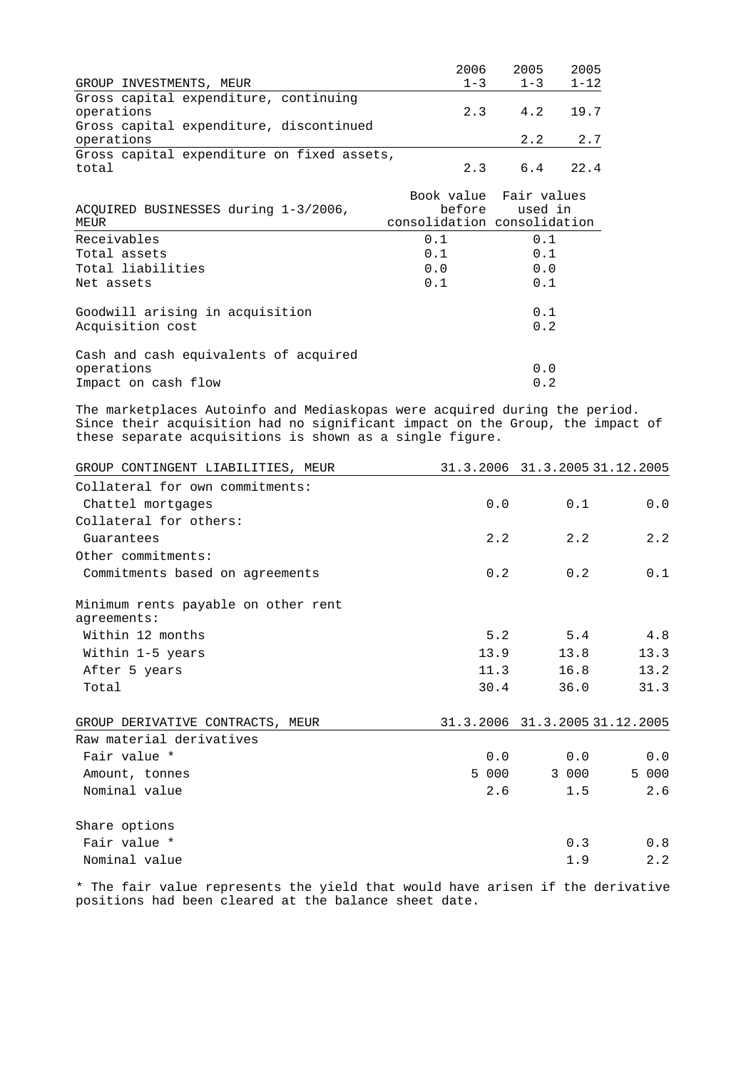| GROUP INVESTMENTS, MEUR | 2006 1-3 | 2005 1-3 | 2005 1-12 |
|---|---|---|---|
| Gross capital expenditure, continuing operations | 2.3 | 4.2 | 19.7 |
| Gross capital expenditure, discontinued operations | | 2.2 | 2.7 |
| Gross capital expenditure on fixed assets, total | 2.3 | 6.4 | 22.4 |

| ACQUIRED BUSINESSES during 1-3/2006, MEUR | Book value before consolidation | Fair values used in consolidation |
|---|---|---|
| Receivables | 0.1 | 0.1 |
| Total assets | 0.1 | 0.1 |
| Total liabilities | 0.0 | 0.0 |
| Net assets | 0.1 | 0.1 |
| | | |
| Goodwill arising in acquisition | | 0.1 |
| Acquisition cost | | 0.2 |
| | | |
| Cash and cash equivalents of acquired operations | | 0.0 |
| Impact on cash flow | | 0.2 |

The marketplaces Autoinfo and Mediaskopas were acquired during the period. Since their acquisition had no significant impact on the Group, the impact of these separate acquisitions is shown as a single figure.

| GROUP CONTINGENT LIABILITIES, MEUR | 31.3.2006 | 31.3.2005 | 31.12.2005 |
|---|---|---|---|
| Collateral for own commitments: | | | |
| Chattel mortgages | 0.0 | 0.1 | 0.0 |
| Collateral for others: | | | |
| Guarantees | 2.2 | 2.2 | 2.2 |
| Other commitments: | | | |
| Commitments based on agreements | 0.2 | 0.2 | 0.1 |
| | | | |
| Minimum rents payable on other rent agreements: | | | |
| Within 12 months | 5.2 | 5.4 | 4.8 |
| Within 1-5 years | 13.9 | 13.8 | 13.3 |
| After 5 years | 11.3 | 16.8 | 13.2 |
| Total | 30.4 | 36.0 | 31.3 |

| GROUP DERIVATIVE CONTRACTS, MEUR | 31.3.2006 | 31.3.2005 | 31.12.2005 |
|---|---|---|---|
| Raw material derivatives | | | |
| Fair value * | 0.0 | 0.0 | 0.0 |
| Amount, tonnes | 5 000 | 3 000 | 5 000 |
| Nominal value | 2.6 | 1.5 | 2.6 |
| | | | |
| Share options | | | |
| Fair value * | | 0.3 | 0.8 |
| Nominal value | | 1.9 | 2.2 |

* The fair value represents the yield that would have arisen if the derivative positions had been cleared at the balance sheet date.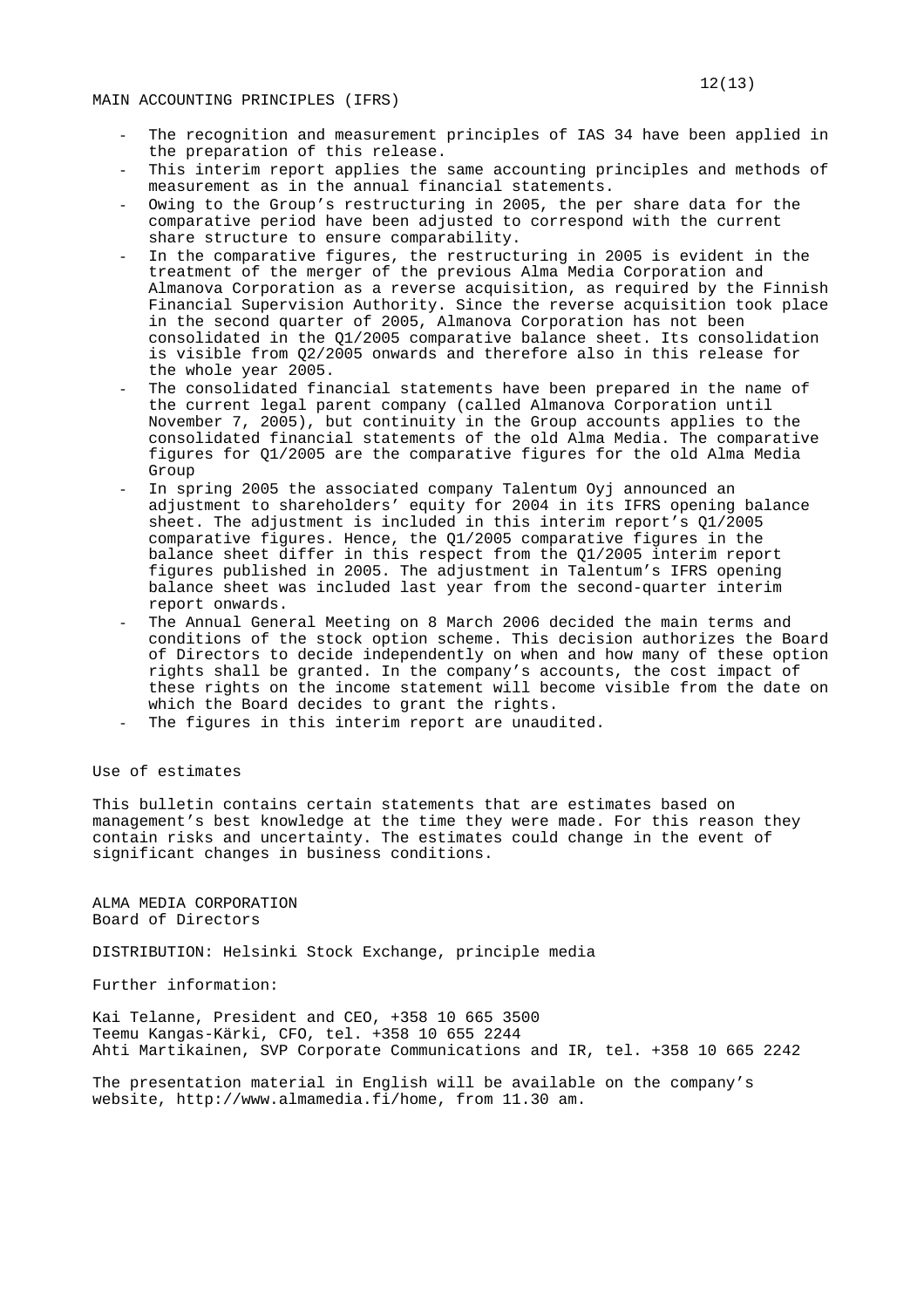MAIN ACCOUNTING PRINCIPLES (IFRS)

- The recognition and measurement principles of IAS 34 have been applied in the preparation of this release.
- This interim report applies the same accounting principles and methods of measurement as in the annual financial statements.
- Owing to the Group's restructuring in 2005, the per share data for the comparative period have been adjusted to correspond with the current share structure to ensure comparability.
- In the comparative figures, the restructuring in 2005 is evident in the treatment of the merger of the previous Alma Media Corporation and Almanova Corporation as a reverse acquisition, as required by the Finnish Financial Supervision Authority. Since the reverse acquisition took place in the second quarter of 2005, Almanova Corporation has not been consolidated in the Q1/2005 comparative balance sheet. Its consolidation is visible from Q2/2005 onwards and therefore also in this release for the whole year 2005.
- The consolidated financial statements have been prepared in the name of the current legal parent company (called Almanova Corporation until November 7, 2005), but continuity in the Group accounts applies to the consolidated financial statements of the old Alma Media. The comparative figures for Q1/2005 are the comparative figures for the old Alma Media Group
- In spring 2005 the associated company Talentum Oyj announced an adjustment to shareholders' equity for 2004 in its IFRS opening balance sheet. The adjustment is included in this interim report's Q1/2005 comparative figures. Hence, the Q1/2005 comparative figures in the balance sheet differ in this respect from the Q1/2005 interim report figures published in 2005. The adjustment in Talentum's IFRS opening balance sheet was included last year from the second-quarter interim report onwards.
- The Annual General Meeting on 8 March 2006 decided the main terms and conditions of the stock option scheme. This decision authorizes the Board of Directors to decide independently on when and how many of these option rights shall be granted. In the company's accounts, the cost impact of these rights on the income statement will become visible from the date on which the Board decides to grant the rights.
- The figures in this interim report are unaudited.

Use of estimates

This bulletin contains certain statements that are estimates based on management's best knowledge at the time they were made. For this reason they contain risks and uncertainty. The estimates could change in the event of significant changes in business conditions.

ALMA MEDIA CORPORATION
Board of Directors

DISTRIBUTION: Helsinki Stock Exchange, principle media

Further information:

Kai Telanne, President and CEO, +358 10 665 3500
Teemu Kangas-Kärki, CFO, tel. +358 10 655 2244
Ahti Martikainen, SVP Corporate Communications and IR, tel. +358 10 665 2242

The presentation material in English will be available on the company's website, http://www.almamedia.fi/home, from 11.30 am.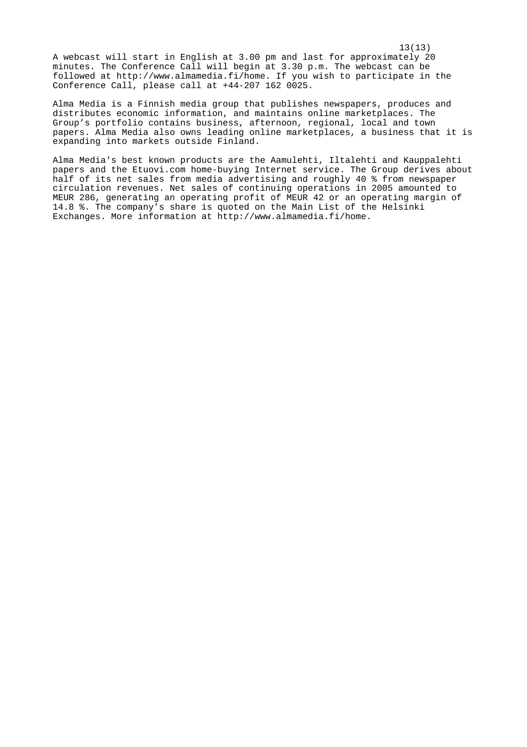A webcast will start in English at 3.00 pm and last for approximately 20 minutes. The Conference Call will begin at 3.30 p.m. The webcast can be followed at http://www.almamedia.fi/home. If you wish to participate in the Conference Call, please call at +44-207 162 0025.

Alma Media is a Finnish media group that publishes newspapers, produces and distributes economic information, and maintains online marketplaces. The Group’s portfolio contains business, afternoon, regional, local and town papers. Alma Media also owns leading online marketplaces, a business that it is expanding into markets outside Finland.

Alma Media's best known products are the Aamulehti, Iltalehti and Kauppalehti papers and the Etuovi.com home-buying Internet service. The Group derives about half of its net sales from media advertising and roughly 40 % from newspaper circulation revenues. Net sales of continuing operations in 2005 amounted to MEUR 286, generating an operating profit of MEUR 42 or an operating margin of 14.8 %. The company’s share is quoted on the Main List of the Helsinki Exchanges. More information at http://www.almamedia.fi/home.